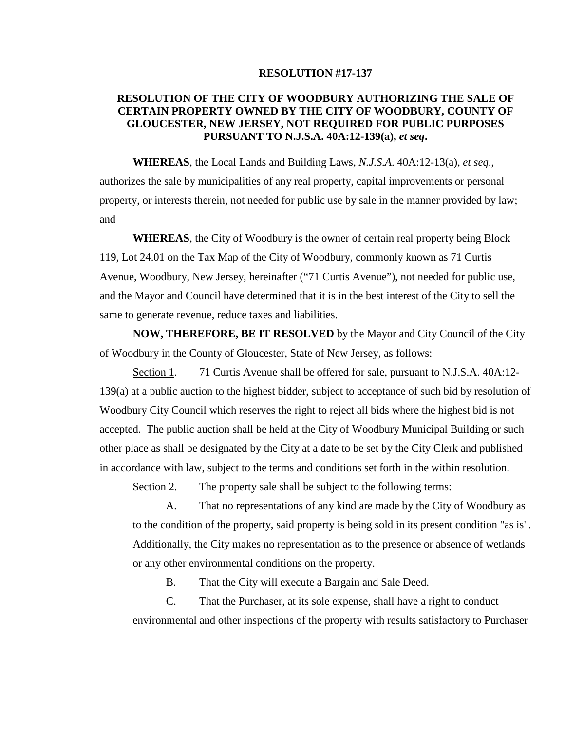**RESOLUTION #17-137**

**RESOLUTION OF THE CITY OF WOODBURY AUTHORIZING THE SALE OF CERTAIN PROPERTY OWNED BY THE CITY OF WOODBURY, COUNTY OF GLOUCESTER, NEW JERSEY, NOT REQUIRED FOR PUBLIC PURPOSES PURSUANT TO N.J.S.A. 40A:12-139(a),** ***et seq*****.**

**WHEREAS**, the Local Lands and Building Laws, *N.J.S.A*. 40A:12-13(a), *et seq*., authorizes the sale by municipalities of any real property, capital improvements or personal property, or interests therein, not needed for public use by sale in the manner provided by law; and

**WHEREAS**, the City of Woodbury is the owner of certain real property being Block 119, Lot 24.01 on the Tax Map of the City of Woodbury, commonly known as 71 Curtis Avenue, Woodbury, New Jersey, hereinafter ("71 Curtis Avenue"), not needed for public use, and the Mayor and Council have determined that it is in the best interest of the City to sell the same to generate revenue, reduce taxes and liabilities.

**NOW, THEREFORE, BE IT RESOLVED** by the Mayor and City Council of the City of Woodbury in the County of Gloucester, State of New Jersey, as follows:

Section 1. 71 Curtis Avenue shall be offered for sale, pursuant to N.J.S.A. 40A:12-139(a) at a public auction to the highest bidder, subject to acceptance of such bid by resolution of Woodbury City Council which reserves the right to reject all bids where the highest bid is not accepted. The public auction shall be held at the City of Woodbury Municipal Building or such other place as shall be designated by the City at a date to be set by the City Clerk and published in accordance with law, subject to the terms and conditions set forth in the within resolution.

Section 2. The property sale shall be subject to the following terms:

A. That no representations of any kind are made by the City of Woodbury as to the condition of the property, said property is being sold in its present condition "as is". Additionally, the City makes no representation as to the presence or absence of wetlands or any other environmental conditions on the property.

B. That the City will execute a Bargain and Sale Deed.

C. That the Purchaser, at its sole expense, shall have a right to conduct environmental and other inspections of the property with results satisfactory to Purchaser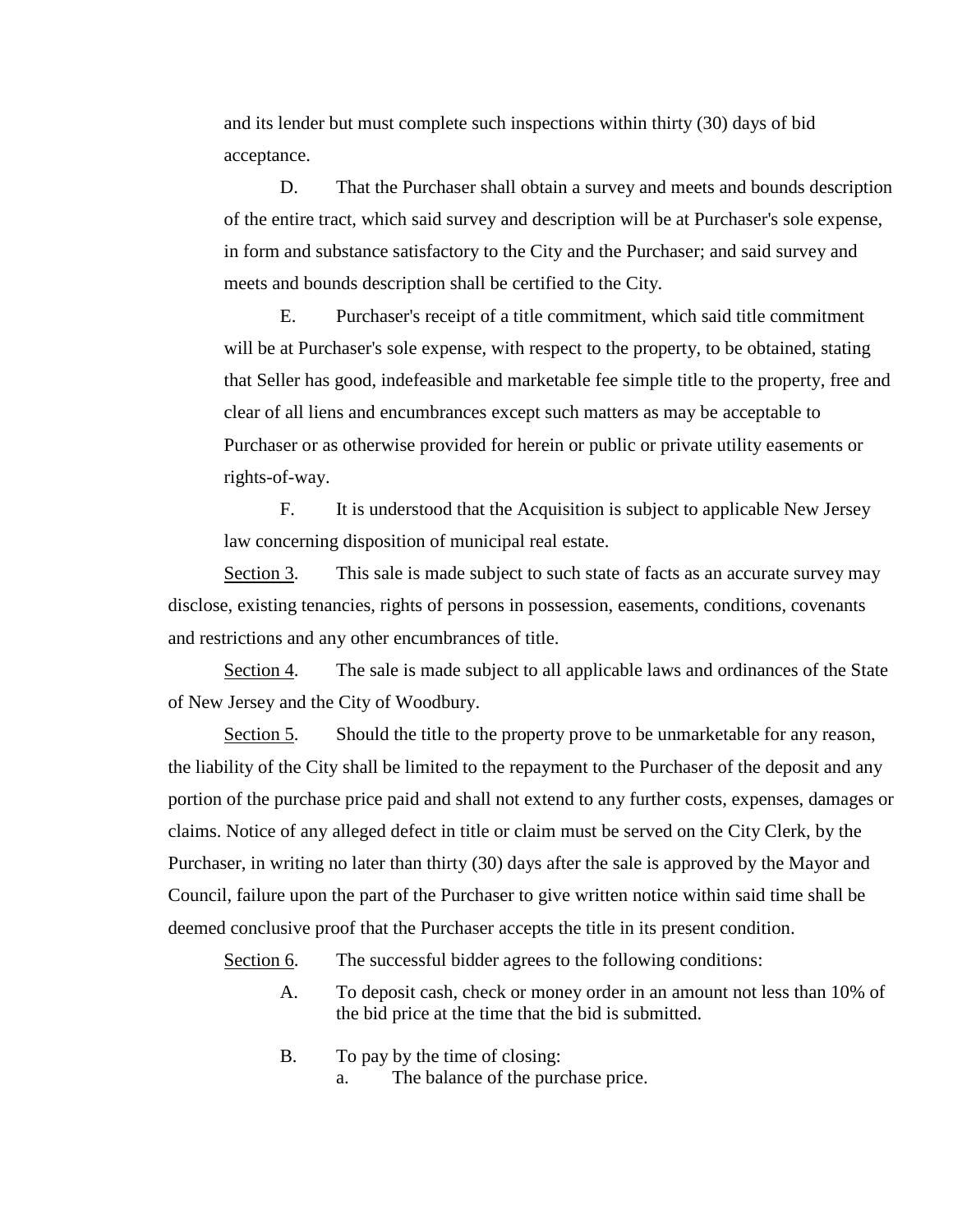and its lender but must complete such inspections within thirty (30) days of bid acceptance.

D. That the Purchaser shall obtain a survey and meets and bounds description of the entire tract, which said survey and description will be at Purchaser's sole expense, in form and substance satisfactory to the City and the Purchaser; and said survey and meets and bounds description shall be certified to the City.

E. Purchaser's receipt of a title commitment, which said title commitment will be at Purchaser's sole expense, with respect to the property, to be obtained, stating that Seller has good, indefeasible and marketable fee simple title to the property, free and clear of all liens and encumbrances except such matters as may be acceptable to Purchaser or as otherwise provided for herein or public or private utility easements or rights-of-way.

F. It is understood that the Acquisition is subject to applicable New Jersey law concerning disposition of municipal real estate.

<u>Section 3</u>. This sale is made subject to such state of facts as an accurate survey may disclose, existing tenancies, rights of persons in possession, easements, conditions, covenants and restrictions and any other encumbrances of title.

<u>Section 4</u>. The sale is made subject to all applicable laws and ordinances of the State of New Jersey and the City of Woodbury.

<u>Section 5</u>. Should the title to the property prove to be unmarketable for any reason, the liability of the City shall be limited to the repayment to the Purchaser of the deposit and any portion of the purchase price paid and shall not extend to any further costs, expenses, damages or claims. Notice of any alleged defect in title or claim must be served on the City Clerk, by the Purchaser, in writing no later than thirty (30) days after the sale is approved by the Mayor and Council, failure upon the part of the Purchaser to give written notice within said time shall be deemed conclusive proof that the Purchaser accepts the title in its present condition.

<u>Section 6</u>. The successful bidder agrees to the following conditions:

A. To deposit cash, check or money order in an amount not less than 10% of the bid price at the time that the bid is submitted.

B. To pay by the time of closing:

a. The balance of the purchase price.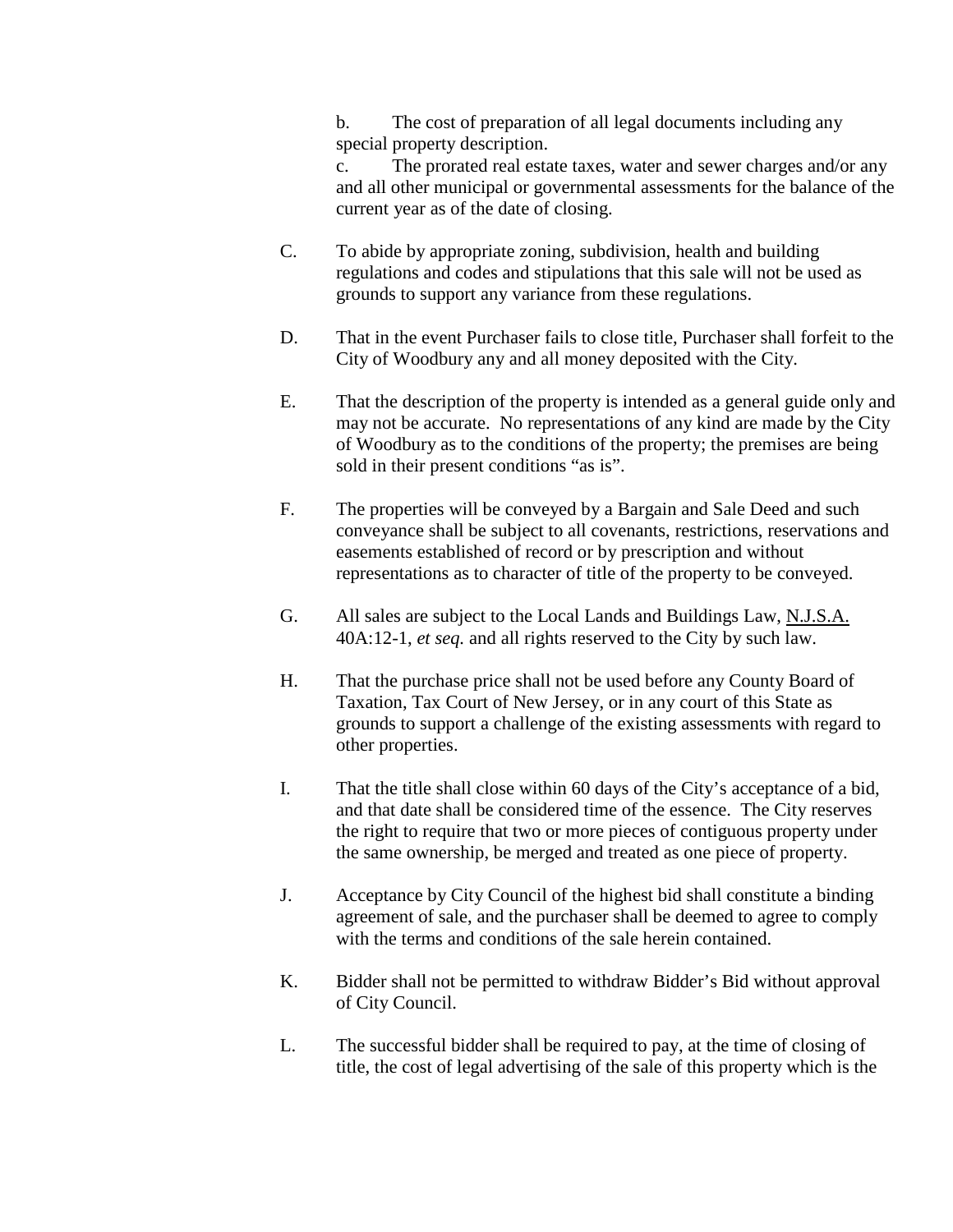b. The cost of preparation of all legal documents including any special property description.

c. The prorated real estate taxes, water and sewer charges and/or any and all other municipal or governmental assessments for the balance of the current year as of the date of closing.

C. To abide by appropriate zoning, subdivision, health and building regulations and codes and stipulations that this sale will not be used as grounds to support any variance from these regulations.

D. That in the event Purchaser fails to close title, Purchaser shall forfeit to the City of Woodbury any and all money deposited with the City.

E. That the description of the property is intended as a general guide only and may not be accurate. No representations of any kind are made by the City of Woodbury as to the conditions of the property; the premises are being sold in their present conditions "as is".

F. The properties will be conveyed by a Bargain and Sale Deed and such conveyance shall be subject to all covenants, restrictions, reservations and easements established of record or by prescription and without representations as to character of title of the property to be conveyed.

G. All sales are subject to the Local Lands and Buildings Law, N.J.S.A. 40A:12-1, *et seq.* and all rights reserved to the City by such law.

H. That the purchase price shall not be used before any County Board of Taxation, Tax Court of New Jersey, or in any court of this State as grounds to support a challenge of the existing assessments with regard to other properties.

I. That the title shall close within 60 days of the City's acceptance of a bid, and that date shall be considered time of the essence. The City reserves the right to require that two or more pieces of contiguous property under the same ownership, be merged and treated as one piece of property.

J. Acceptance by City Council of the highest bid shall constitute a binding agreement of sale, and the purchaser shall be deemed to agree to comply with the terms and conditions of the sale herein contained.

K. Bidder shall not be permitted to withdraw Bidder's Bid without approval of City Council.

L. The successful bidder shall be required to pay, at the time of closing of title, the cost of legal advertising of the sale of this property which is the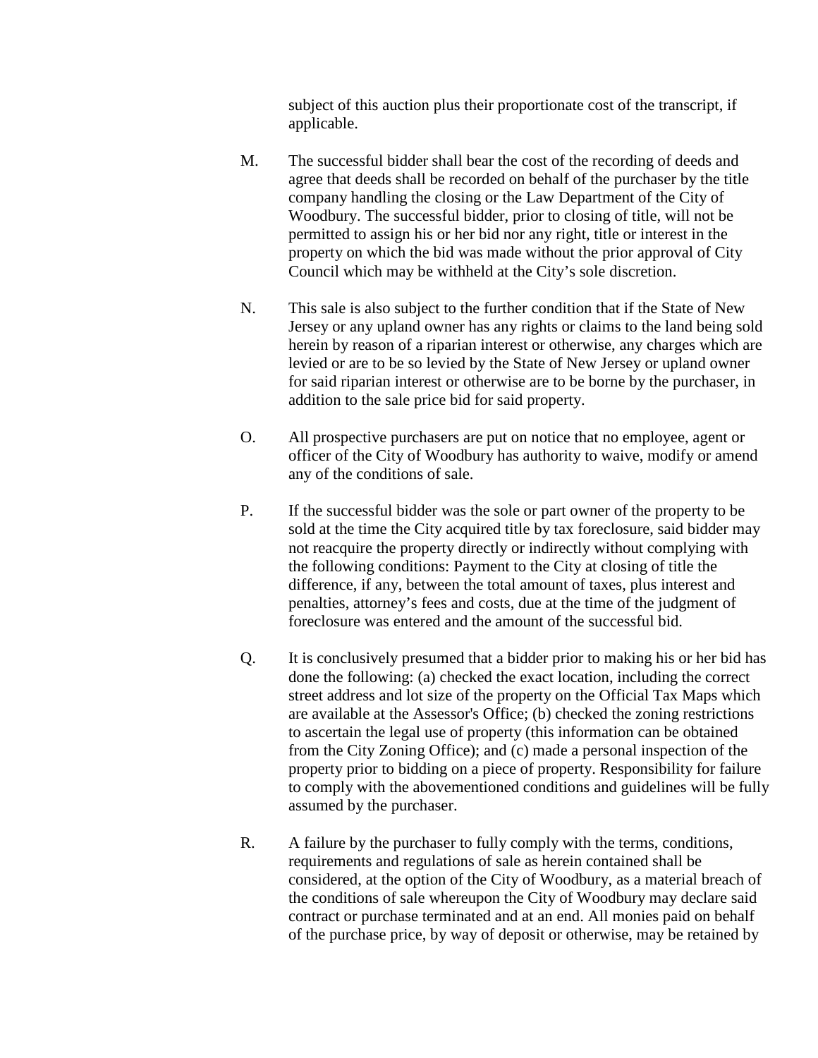subject of this auction plus their proportionate cost of the transcript, if applicable.

M. The successful bidder shall bear the cost of the recording of deeds and agree that deeds shall be recorded on behalf of the purchaser by the title company handling the closing or the Law Department of the City of Woodbury. The successful bidder, prior to closing of title, will not be permitted to assign his or her bid nor any right, title or interest in the property on which the bid was made without the prior approval of City Council which may be withheld at the City's sole discretion.

N. This sale is also subject to the further condition that if the State of New Jersey or any upland owner has any rights or claims to the land being sold herein by reason of a riparian interest or otherwise, any charges which are levied or are to be so levied by the State of New Jersey or upland owner for said riparian interest or otherwise are to be borne by the purchaser, in addition to the sale price bid for said property.

O. All prospective purchasers are put on notice that no employee, agent or officer of the City of Woodbury has authority to waive, modify or amend any of the conditions of sale.

P. If the successful bidder was the sole or part owner of the property to be sold at the time the City acquired title by tax foreclosure, said bidder may not reacquire the property directly or indirectly without complying with the following conditions: Payment to the City at closing of title the difference, if any, between the total amount of taxes, plus interest and penalties, attorney's fees and costs, due at the time of the judgment of foreclosure was entered and the amount of the successful bid.

Q. It is conclusively presumed that a bidder prior to making his or her bid has done the following: (a) checked the exact location, including the correct street address and lot size of the property on the Official Tax Maps which are available at the Assessor's Office; (b) checked the zoning restrictions to ascertain the legal use of property (this information can be obtained from the City Zoning Office); and (c) made a personal inspection of the property prior to bidding on a piece of property. Responsibility for failure to comply with the abovementioned conditions and guidelines will be fully assumed by the purchaser.

R. A failure by the purchaser to fully comply with the terms, conditions, requirements and regulations of sale as herein contained shall be considered, at the option of the City of Woodbury, as a material breach of the conditions of sale whereupon the City of Woodbury may declare said contract or purchase terminated and at an end. All monies paid on behalf of the purchase price, by way of deposit or otherwise, may be retained by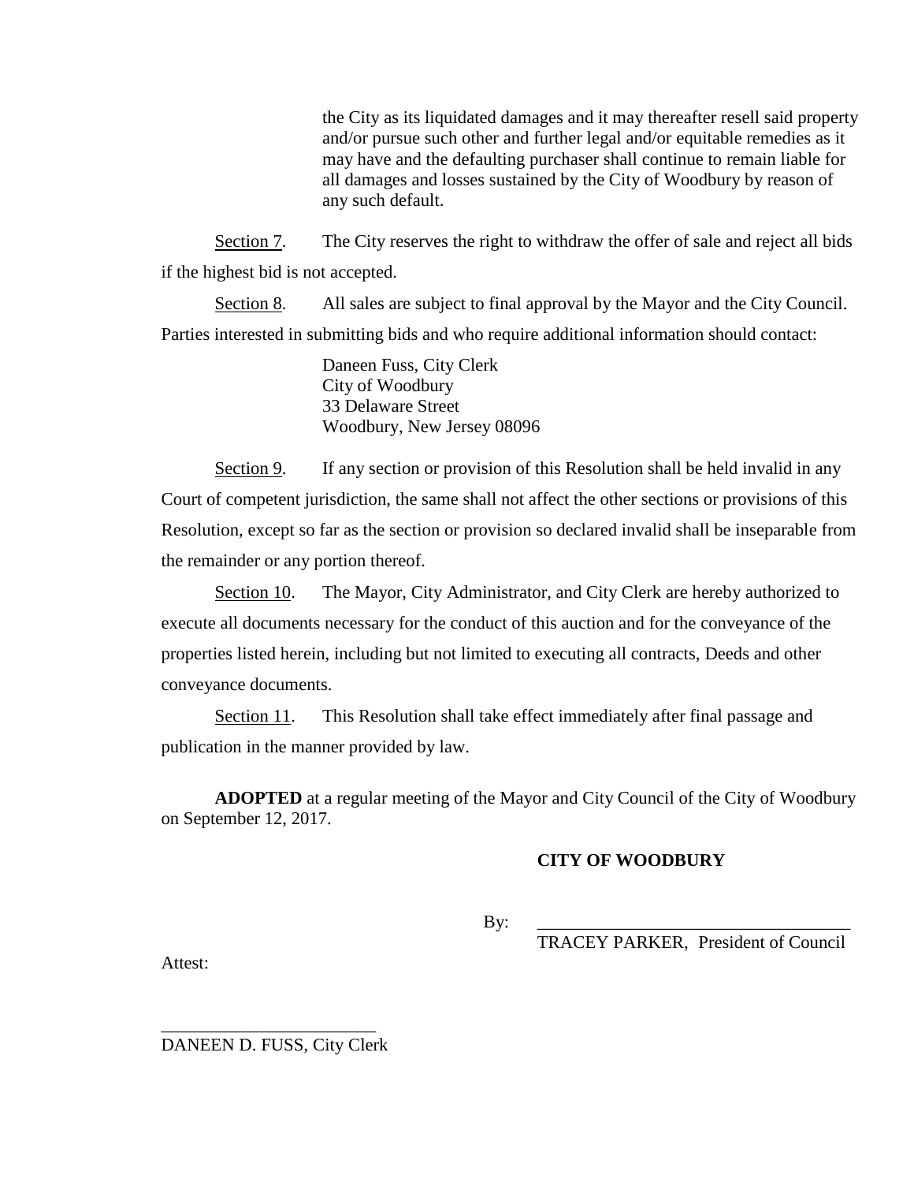the City as its liquidated damages and it may thereafter resell said property and/or pursue such other and further legal and/or equitable remedies as it may have and the defaulting purchaser shall continue to remain liable for all damages and losses sustained by the City of Woodbury by reason of any such default.

Section 7. The City reserves the right to withdraw the offer of sale and reject all bids if the highest bid is not accepted.

Section 8. All sales are subject to final approval by the Mayor and the City Council. Parties interested in submitting bids and who require additional information should contact:

Daneen Fuss, City Clerk
City of Woodbury
33 Delaware Street
Woodbury, New Jersey 08096

Section 9. If any section or provision of this Resolution shall be held invalid in any Court of competent jurisdiction, the same shall not affect the other sections or provisions of this Resolution, except so far as the section or provision so declared invalid shall be inseparable from the remainder or any portion thereof.

Section 10. The Mayor, City Administrator, and City Clerk are hereby authorized to execute all documents necessary for the conduct of this auction and for the conveyance of the properties listed herein, including but not limited to executing all contracts, Deeds and other conveyance documents.

Section 11. This Resolution shall take effect immediately after final passage and publication in the manner provided by law.

**ADOPTED** at a regular meeting of the Mayor and City Council of the City of Woodbury on September 12, 2017.

**CITY OF WOODBURY**

By: ___________________________________
TRACEY PARKER, President of Council

Attest:

________________________
DANEEN D. FUSS, City Clerk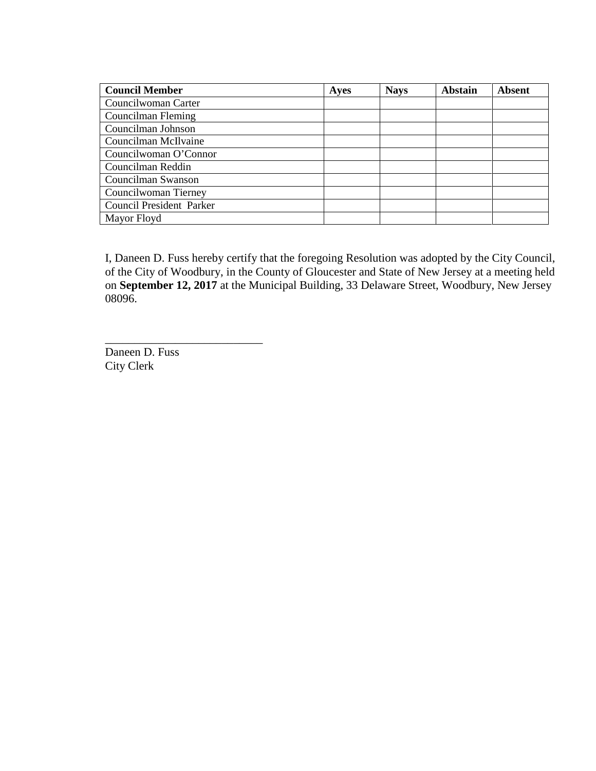| Council Member | Ayes | Nays | Abstain | Absent |
|---|---|---|---|---|
| Councilwoman Carter | | | | |
| Councilman Fleming | | | | |
| Councilman Johnson | | | | |
| Councilman McIlvaine | | | | |
| Councilwoman O'Connor | | | | |
| Councilman Reddin | | | | |
| Councilman Swanson | | | | |
| Councilwoman Tierney | | | | |
| Council President Parker | | | | |
| Mayor Floyd | | | | |

I, Daneen D. Fuss hereby certify that the foregoing Resolution was adopted by the City Council, of the City of Woodbury, in the County of Gloucester and State of New Jersey at a meeting held on **September 12, 2017** at the Municipal Building, 33 Delaware Street, Woodbury, New Jersey 08096.

___________________________

Daneen D. Fuss
City Clerk